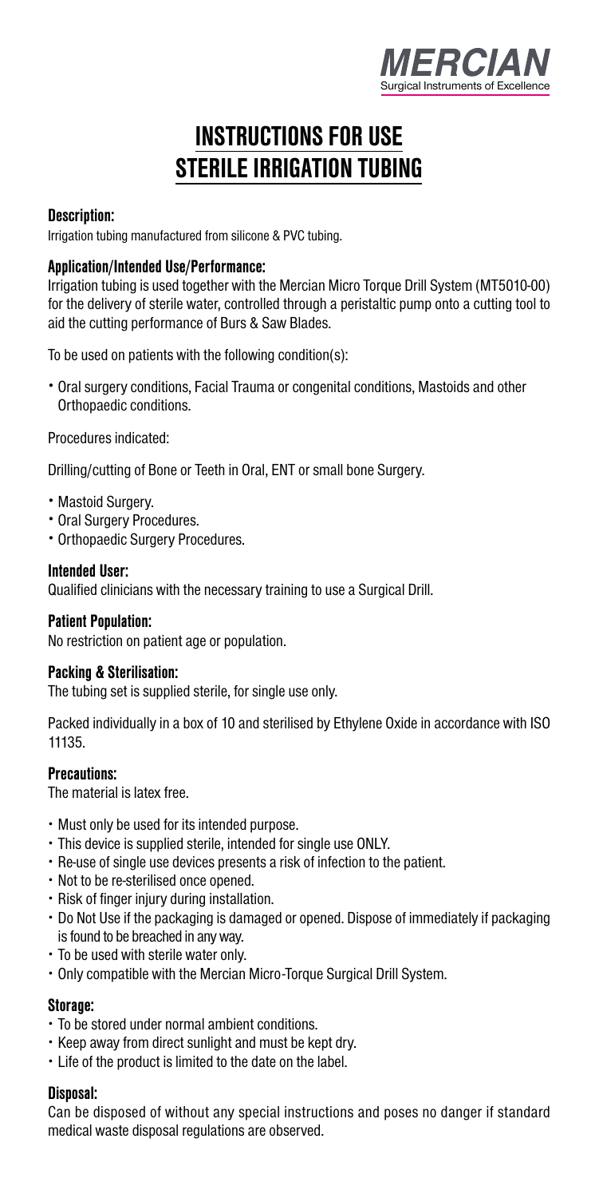**MERCIAN**
Surgical Instruments of Excellence

# INSTRUCTIONS FOR USE
# STERILE IRRIGATION TUBING

### Description:

Irrigation tubing manufactured from silicone & PVC tubing.

### Application/Intended Use/Performance:

Irrigation tubing is used together with the Mercian Micro Torque Drill System (MT5010-00) for the delivery of sterile water, controlled through a peristaltic pump onto a cutting tool to aid the cutting performance of Burs & Saw Blades.

To be used on patients with the following condition(s):

- Oral surgery conditions, Facial Trauma or congenital conditions, Mastoids and other Orthopaedic conditions.

Procedures indicated:

Drilling/cutting of Bone or Teeth in Oral, ENT or small bone Surgery.

- Mastoid Surgery.
- Oral Surgery Procedures.
- Orthopaedic Surgery Procedures.

### Intended User:

Qualified clinicians with the necessary training to use a Surgical Drill.

### Patient Population:

No restriction on patient age or population.

### Packing & Sterilisation:

The tubing set is supplied sterile, for single use only.

Packed individually in a box of 10 and sterilised by Ethylene Oxide in accordance with ISO 11135.

### Precautions:

The material is latex free.

- Must only be used for its intended purpose.
- This device is supplied sterile, intended for single use ONLY.
- Re-use of single use devices presents a risk of infection to the patient.
- Not to be re-sterilised once opened.
- Risk of finger injury during installation.
- Do Not Use if the packaging is damaged or opened. Dispose of immediately if packaging is found to be breached in any way.
- To be used with sterile water only.
- Only compatible with the Mercian Micro-Torque Surgical Drill System.

### Storage:

- To be stored under normal ambient conditions.
- Keep away from direct sunlight and must be kept dry.
- Life of the product is limited to the date on the label.

### Disposal:

Can be disposed of without any special instructions and poses no danger if standard medical waste disposal regulations are observed.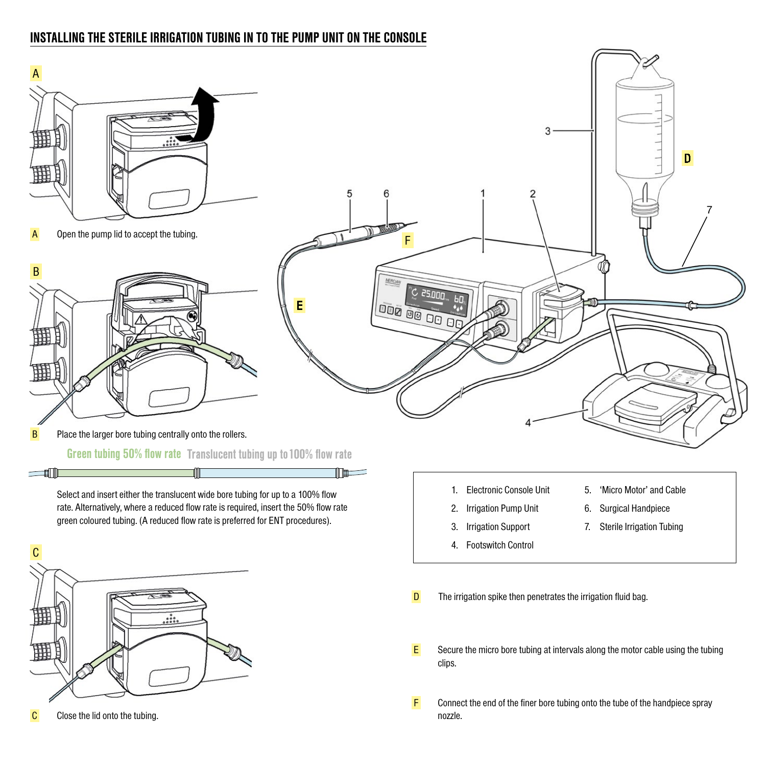## INSTALLING THE STERILE IRRIGATION TUBING IN TO THE PUMP UNIT ON THE CONSOLE

A

A Open the pump lid to accept the tubing.

B

B Place the larger bore tubing centrally onto the rollers.

Green tubing 50% flow rate Translucent tubing up to 100% flow rate

Select and insert either the translucent wide bore tubing for up to a 100% flow rate. Alternatively, where a reduced flow rate is required, insert the 50% flow rate green coloured tubing. (A reduced flow rate is preferred for ENT procedures).

C

C Close the lid onto the tubing.

1. Electronic Console Unit
2. Irrigation Pump Unit
3. Irrigation Support
4. Footswitch Control
5. 'Micro Motor' and Cable
6. Surgical Handpiece
7. Sterile Irrigation Tubing

D The irrigation spike then penetrates the irrigation fluid bag.

E Secure the micro bore tubing at intervals along the motor cable using the tubing clips.

F Connect the end of the finer bore tubing onto the tube of the handpiece spray nozzle.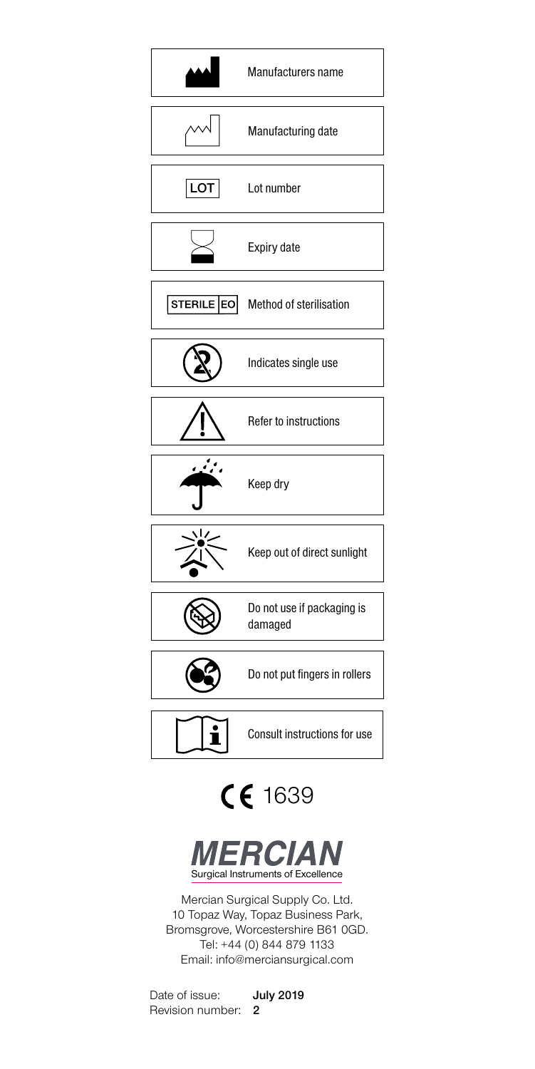| | |
|---|---|
| | Manufacturers name |
| | Manufacturing date |
| LOT | Lot number |
| | Expiry date |
| STERILE EO | Method of sterilisation |
| | Indicates single use |
| | Refer to instructions |
| | Keep dry |
| | Keep out of direct sunlight |
| | Do not use if packaging is damaged |
| | Do not put fingers in rollers |
| | Consult instructions for use |

CE 1639

**MERCIAN**

Surgical Instruments of Excellence

Mercian Surgical Supply Co. Ltd.
10 Topaz Way, Topaz Business Park,
Bromsgrove, Worcestershire B61 0GD.
Tel: +44 (0) 844 879 1133
Email: info@merciansurgical.com

Date of issue: **July 2019**
Revision number: **2**